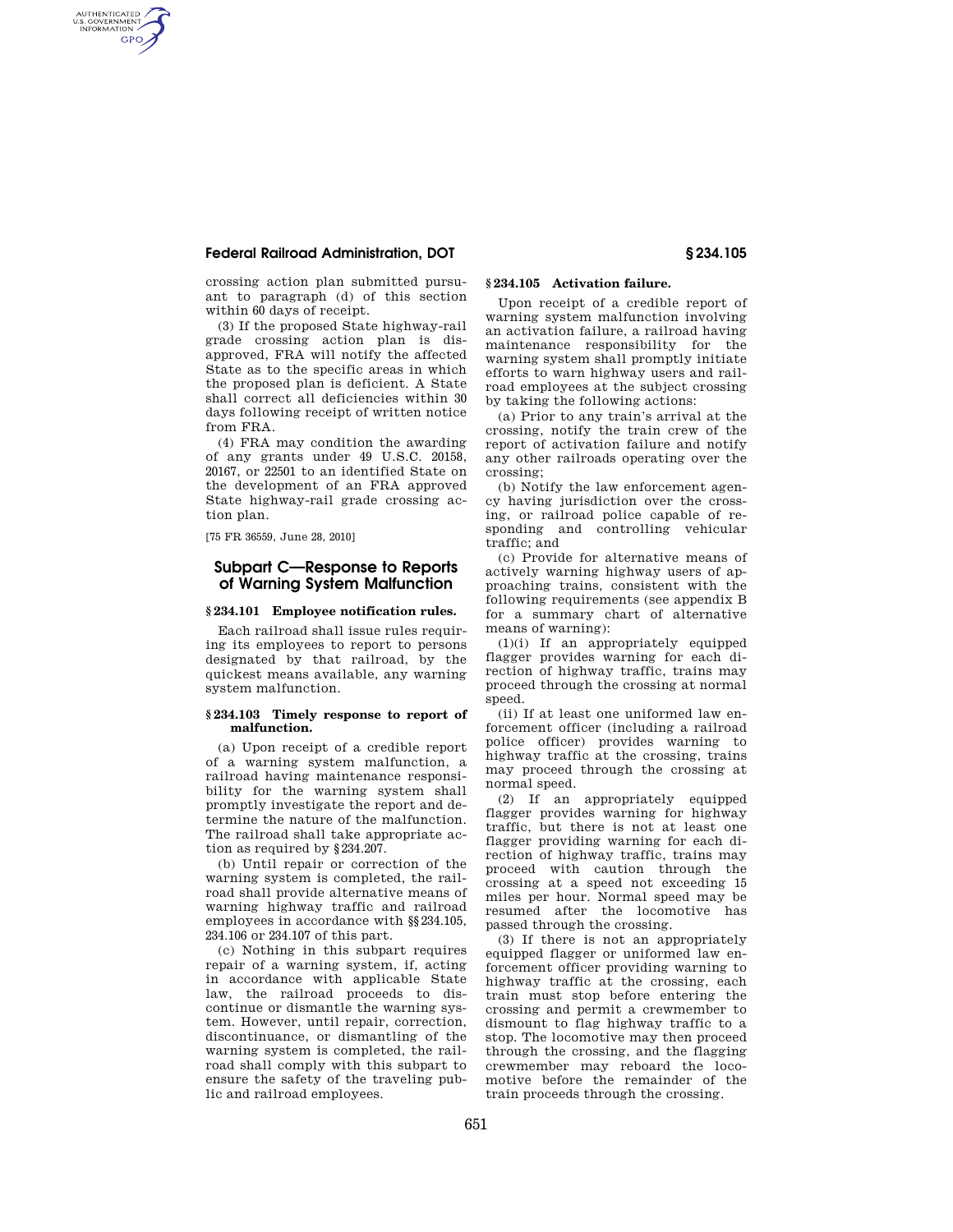crossing action plan submitted pursuant to paragraph (d) of this section within 60 days of receipt.

(3) If the proposed State highway-rail grade crossing action plan is disapproved, FRA will notify the affected State as to the specific areas in which the proposed plan is deficient. A State shall correct all deficiencies within 30 days following receipt of written notice from FRA.

(4) FRA may condition the awarding of any grants under 49 U.S.C. 20158, 20167, or 22501 to an identified State on the development of an FRA approved State highway-rail grade crossing action plan.

[75 FR 36559, June 28, 2010]

## Subpart C—Response to Reports of Warning System Malfunction

### § 234.101 Employee notification rules.

Each railroad shall issue rules requiring its employees to report to persons designated by that railroad, by the quickest means available, any warning system malfunction.

### § 234.103 Timely response to report of malfunction.

(a) Upon receipt of a credible report of a warning system malfunction, a railroad having maintenance responsibility for the warning system shall promptly investigate the report and determine the nature of the malfunction. The railroad shall take appropriate action as required by § 234.207.

(b) Until repair or correction of the warning system is completed, the railroad shall provide alternative means of warning highway traffic and railroad employees in accordance with §§ 234.105, 234.106 or 234.107 of this part.

(c) Nothing in this subpart requires repair of a warning system, if, acting in accordance with applicable State law, the railroad proceeds to discontinue or dismantle the warning system. However, until repair, correction, discontinuance, or dismantling of the warning system is completed, the railroad shall comply with this subpart to ensure the safety of the traveling public and railroad employees.

### § 234.105 Activation failure.

Upon receipt of a credible report of warning system malfunction involving an activation failure, a railroad having maintenance responsibility for the warning system shall promptly initiate efforts to warn highway users and railroad employees at the subject crossing by taking the following actions:

(a) Prior to any train's arrival at the crossing, notify the train crew of the report of activation failure and notify any other railroads operating over the crossing;

(b) Notify the law enforcement agency having jurisdiction over the crossing, or railroad police officer) capable of responding and controlling vehicular traffic; and

(c) Provide for alternative means of actively warning highway users of approaching trains, consistent with the following requirements (see appendix B for a summary chart of alternative means of warning):

(1)(i) If an appropriately equipped flagger provides warning for each direction of highway traffic, trains may proceed through the crossing at normal speed.

(ii) If at least one uniformed law enforcement officer (including a railroad police officer) provides warning to highway traffic at the crossing, trains may proceed through the crossing at normal speed.

(2) If an appropriately equipped flagger provides warning for highway traffic, but there is not at least one flagger providing warning for each direction of highway traffic, trains may proceed with caution through the crossing at a speed not exceeding 15 miles per hour. Normal speed may be resumed after the locomotive has passed through the crossing.

(3) If there is not an appropriately equipped flagger or uniformed law enforcement officer providing warning to highway traffic at the crossing, each train must stop before entering the crossing and permit a crewmember to dismount to flag highway traffic to a stop. The locomotive may then proceed through the crossing, and the flagging crewmember may reboard the locomotive before the remainder of the train proceeds through the crossing.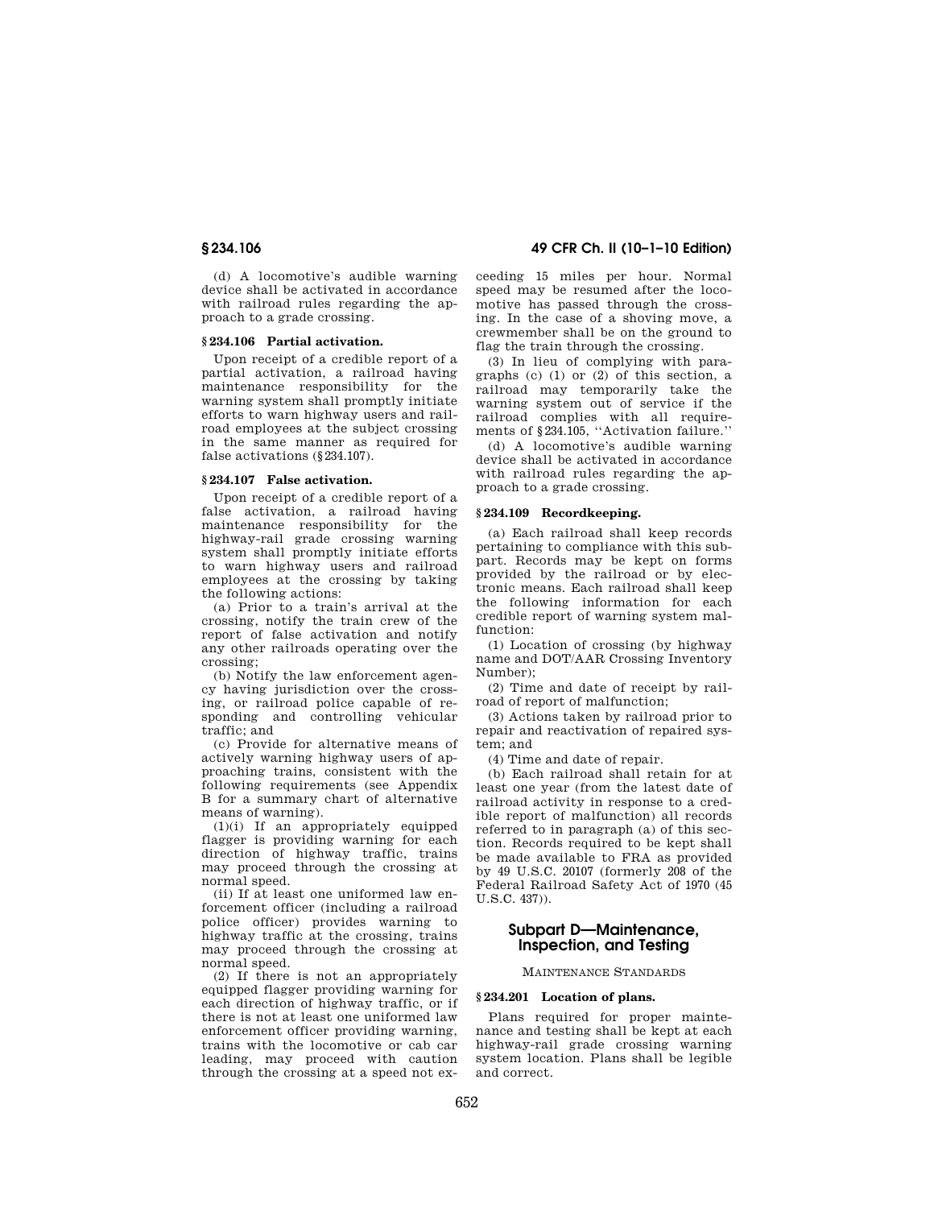(d) A locomotive's audible warning device shall be activated in accordance with railroad rules regarding the approach to a grade crossing.

### § 234.106 Partial activation.

Upon receipt of a credible report of a partial activation, a railroad having maintenance responsibility for the warning system shall promptly initiate efforts to warn highway users and railroad employees at the subject crossing in the same manner as required for false activations (§ 234.107).

### § 234.107 False activation.

Upon receipt of a credible report of a false activation, a railroad having maintenance responsibility for the highway-rail grade crossing warning system shall promptly initiate efforts to warn highway users and railroad employees at the crossing by taking the following actions:

(a) Prior to a train's arrival at the crossing, notify the train crew of the report of false activation and notify any other railroads operating over the crossing;

(b) Notify the law enforcement agency having jurisdiction over the crossing, or railroad police capable of responding and controlling vehicular traffic; and

(c) Provide for alternative means of actively warning highway users of approaching trains, consistent with the following requirements (see Appendix B for a summary chart of alternative means of warning).

(1)(i) If an appropriately equipped flagger is providing warning for each direction of highway traffic, trains may proceed through the crossing at normal speed.

(ii) If at least one uniformed law enforcement officer (including a railroad police officer) provides warning to highway traffic at the crossing, trains may proceed through the crossing at normal speed.

(2) If there is not an appropriately equipped flagger providing warning for each direction of highway traffic, or if there is not at least one uniformed law enforcement officer providing warning, trains with the locomotive or cab car leading, may proceed with caution through the crossing at a speed not exceeding 15 miles per hour. Normal speed may be resumed after the locomotive has passed through the crossing. In the case of a shoving move, a crewmember shall be on the ground to flag the train through the crossing.

(3) In lieu of complying with paragraphs (c) (1) or (2) of this section, a railroad may temporarily take the warning system out of service if the railroad complies with all requirements of § 234.105, ''Activation failure.''

(d) A locomotive's audible warning device shall be activated in accordance with railroad rules regarding the approach to a grade crossing.

### § 234.109 Recordkeeping.

(a) Each railroad shall keep records pertaining to compliance with this subpart. Records may be kept on forms provided by the railroad or by electronic means. Each railroad shall keep the following information for each credible report of warning system malfunction:

(1) Location of crossing (by highway name and DOT/AAR Crossing Inventory Number);

(2) Time and date of receipt by railroad of report of malfunction;

(3) Actions taken by railroad prior to repair and reactivation of repaired system; and

(4) Time and date of repair.

(b) Each railroad shall retain for at least one year (from the latest date of railroad activity in response to a credible report of malfunction) all records referred to in paragraph (a) of this section. Records required to be kept shall be made available to FRA as provided by 49 U.S.C. 20107 (formerly 208 of the Federal Railroad Safety Act of 1970 (45 U.S.C. 437)).

## Subpart D—Maintenance, Inspection, and Testing

MAINTENANCE STANDARDS

### § 234.201 Location of plans.

Plans required for proper maintenance and testing shall be kept at each highway-rail grade crossing warning system location. Plans shall be legible and correct.